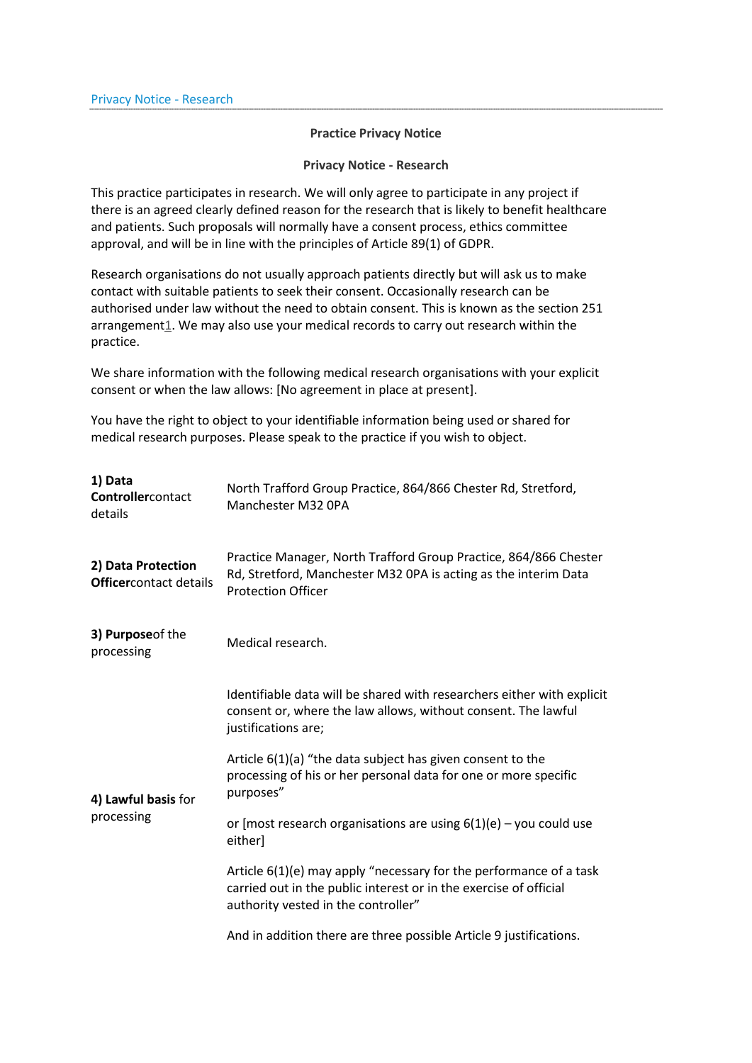Privacy Notice - Research

**Practice Privacy Notice**

**Privacy Notice - Research**

This practice participates in research. We will only agree to participate in any project if there is an agreed clearly defined reason for the research that is likely to benefit healthcare and patients. Such proposals will normally have a consent process, ethics committee approval, and will be in line with the principles of Article 89(1) of GDPR.

Research organisations do not usually approach patients directly but will ask us to make contact with suitable patients to seek their consent. Occasionally research can be authorised under law without the need to obtain consent. This is known as the section 251 arrangement[1]. We may also use your medical records to carry out research within the practice.

We share information with the following medical research organisations with your explicit consent or when the law allows: [No agreement in place at present].

You have the right to object to your identifiable information being used or shared for medical research purposes. Please speak to the practice if you wish to object.

| | |
|---|---|
| **1) Data Controller** contact details | North Trafford Group Practice, 864/866 Chester Rd, Stretford, Manchester M32 0PA |
| **2) Data Protection Officer** contact details | Practice Manager, North Trafford Group Practice, 864/866 Chester Rd, Stretford, Manchester M32 0PA is acting as the interim Data Protection Officer |
| **3) Purpose** of the processing | Medical research. |
| **4) Lawful basis** for processing | Identifiable data will be shared with researchers either with explicit consent or, where the law allows, without consent. The lawful justifications are;<br><br>Article 6(1)(a) "the data subject has given consent to the processing of his or her personal data for one or more specific purposes"<br><br>or [most research organisations are using 6(1)(e) – you could use either]<br><br>Article 6(1)(e) may apply "necessary for the performance of a task carried out in the public interest or in the exercise of official authority vested in the controller"<br><br>And in addition there are three possible Article 9 justifications. |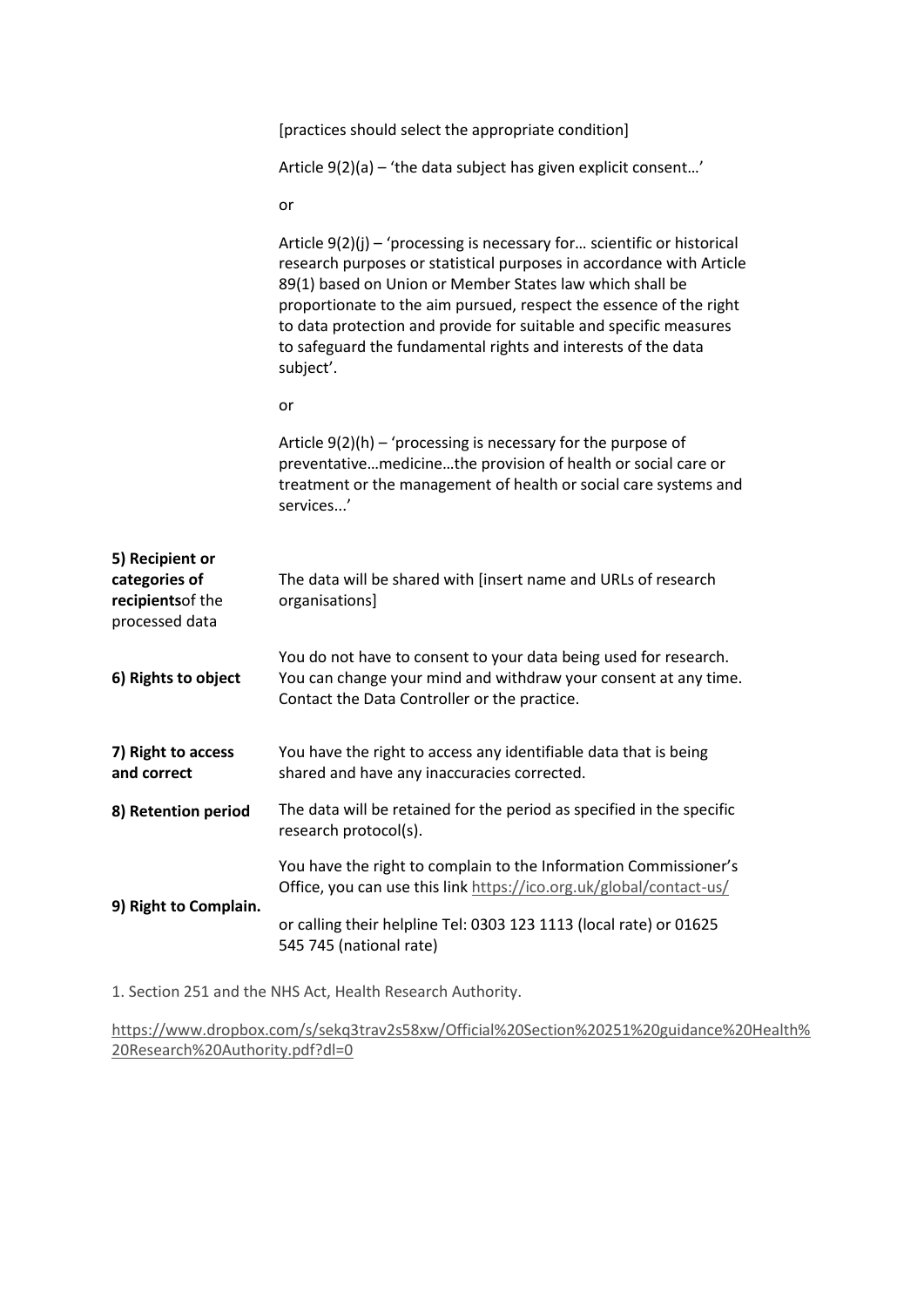| | |
|---|---|
| | [practices should select the appropriate condition]<br><br>Article 9(2)(a) – 'the data subject has given explicit consent…'<br><br>or<br><br>Article 9(2)(j) – 'processing is necessary for… scientific or historical research purposes or statistical purposes in accordance with Article 89(1) based on Union or Member States law which shall be proportionate to the aim pursued, respect the essence of the right to data protection and provide for suitable and specific measures to safeguard the fundamental rights and interests of the data subject'.<br><br>or<br><br>Article 9(2)(h) – 'processing is necessary for the purpose of preventative…medicine…the provision of health or social care or treatment or the management of health or social care systems and services...' |
| **5) Recipient or categories of recipients**of the processed data | The data will be shared with [insert name and URLs of research organisations] |
| **6) Rights to object** | You do not have to consent to your data being used for research. You can change your mind and withdraw your consent at any time. Contact the Data Controller or the practice. |
| **7) Right to access and correct** | You have the right to access any identifiable data that is being shared and have any inaccuracies corrected. |
| **8) Retention period** | The data will be retained for the period as specified in the specific research protocol(s). |
| **9) Right to Complain.** | You have the right to complain to the Information Commissioner's Office, you can use this link https://ico.org.uk/global/contact-us/<br><br>or calling their helpline Tel: 0303 123 1113 (local rate) or 01625 545 745 (national rate) |

1. Section 251 and the NHS Act, Health Research Authority.

https://www.dropbox.com/s/sekq3trav2s58xw/Official%20Section%20251%20guidance%20Health%20Research%20Authority.pdf?dl=0